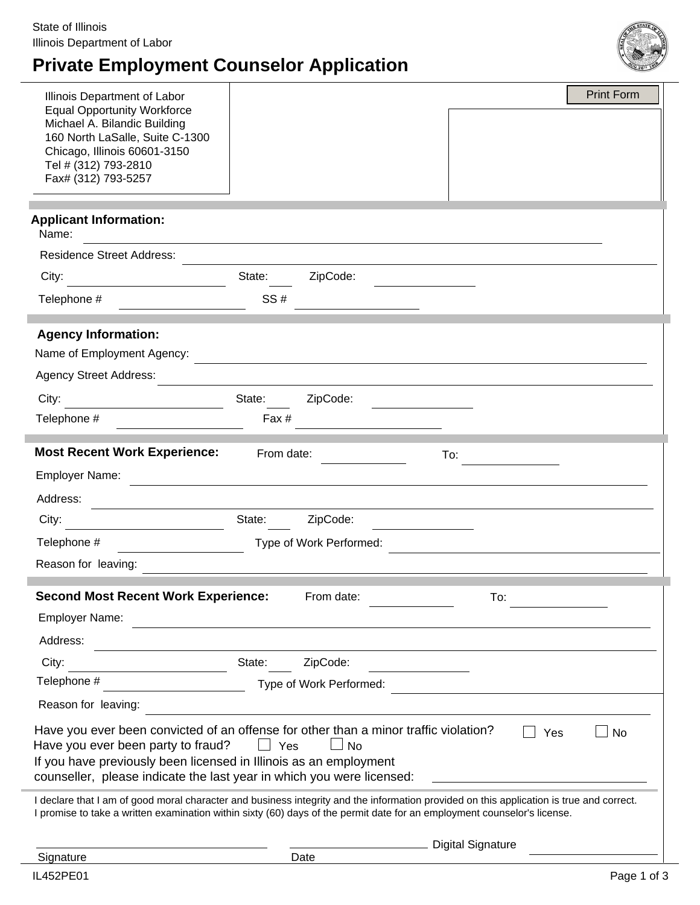State of Illinois
Illinois Department of Labor

# Private Employment Counselor Application

Illinois Department of Labor
Equal Opportunity Workforce
Michael A. Bilandic Building
160 North LaSalle, Suite C-1300
Chicago, Illinois 60601-3150
Tel # (312) 793-2810
Fax# (312) 793-5257

Print Form

## Applicant Information:

Name: ______________________________

Residence Street Address: ______________________________

City: ______________ State: ____ ZipCode: ______________

Telephone # ______________ SS # ______________

## Agency Information:

Name of Employment Agency: ______________________________

Agency Street Address: ______________________________

City: ______________ State: ____ ZipCode: ______________

Telephone # ______________ Fax # ______________

## Most Recent Work Experience:

From date: ______________ To: ______________

Employer Name: ______________________________

Address: ______________________________

City: ______________ State: ____ ZipCode: ______________

Telephone # ______________ Type of Work Performed: ______________

Reason for leaving: ______________________________

## Second Most Recent Work Experience:

From date: ______________ To: ______________

Employer Name: ______________________________

Address: ______________________________

City: ______________ State: ____ ZipCode: ______________

Telephone # ______________ Type of Work Performed: ______________

Reason for leaving: ______________________________

Have you ever been convicted of an offense for other than a minor traffic violation? ☐ Yes ☐ No

Have you ever been party to fraud? ☐ Yes ☐ No

If you have previously been licensed in Illinois as an employment counseller, please indicate the last year in which you were licensed: ______________

I declare that I am of good moral character and business integrity and the information provided on this application is true and correct. I promise to take a written examination within sixty (60) days of the permit date for an employment counselor's license.

______________________ ______________________ Digital Signature ______________
Signature Date

IL452PE01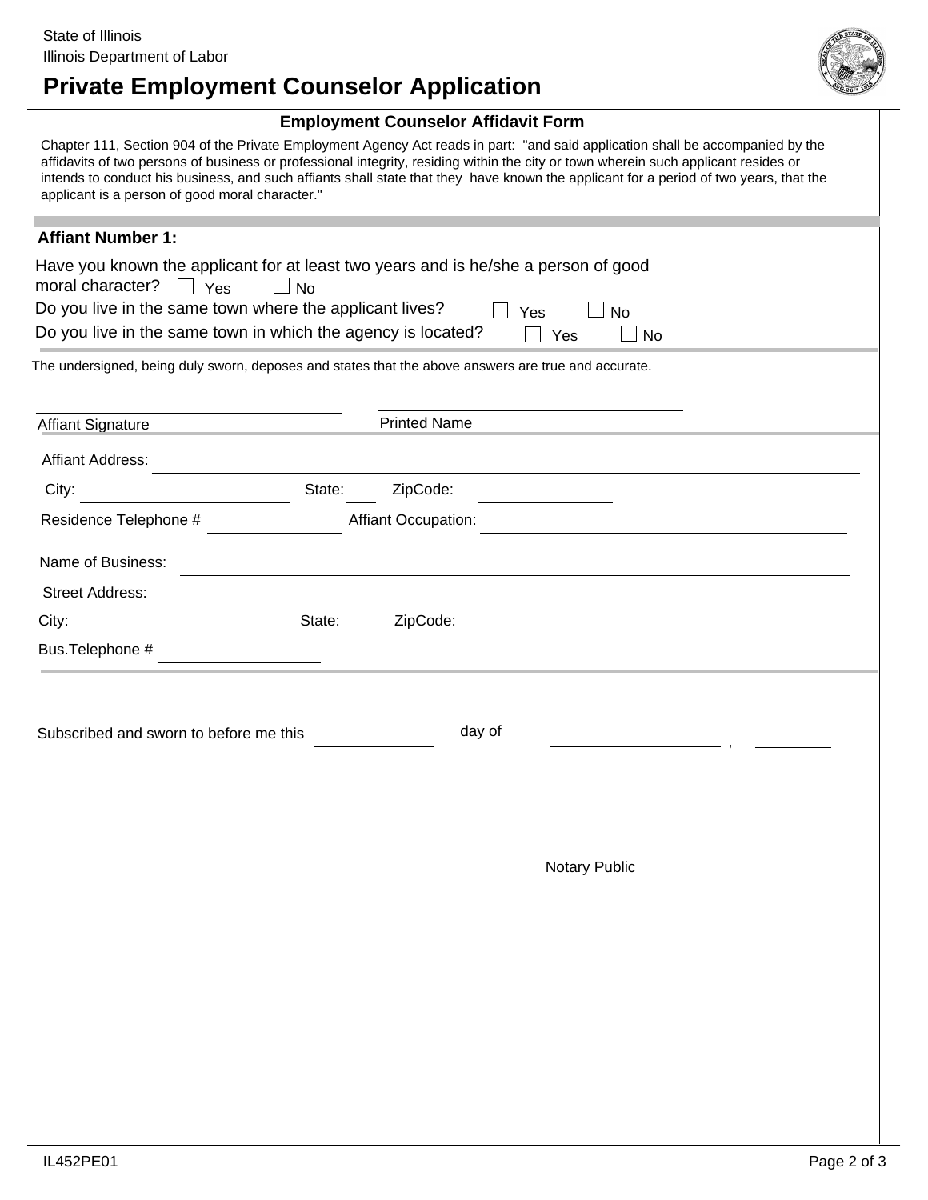State of Illinois
Illinois Department of Labor

# Private Employment Counselor Application

## Employment Counselor Affidavit Form

Chapter 111, Section 904 of the Private Employment Agency Act reads in part: "and said application shall be accompanied by the affidavits of two persons of business or professional integrity, residing within the city or town wherein such applicant resides or intends to conduct his business, and such affiants shall state that they have known the applicant for a period of two years, that the applicant is a person of good moral character."

### Affiant Number 1:

Have you known the applicant for at least two years and is he/she a person of good moral character? ☐ Yes ☐ No

Do you live in the same town where the applicant lives? ☐ Yes ☐ No

Do you live in the same town in which the agency is located? ☐ Yes ☐ No

The undersigned, being duly sworn, deposes and states that the above answers are true and accurate.

_______________________________ _______________________________
Affiant Signature Printed Name

Affiant Address: _______________________________

City: ____________ State: ____ ZipCode: ____________

Residence Telephone # ____________ Affiant Occupation: ____________

Name of Business: _______________________________

Street Address: _______________________________

City: ____________ State: ____ ZipCode: ____________

Bus.Telephone # ____________

Subscribed and sworn to before me this ____________ day of ____________ , ________

Notary Public

IL452PE01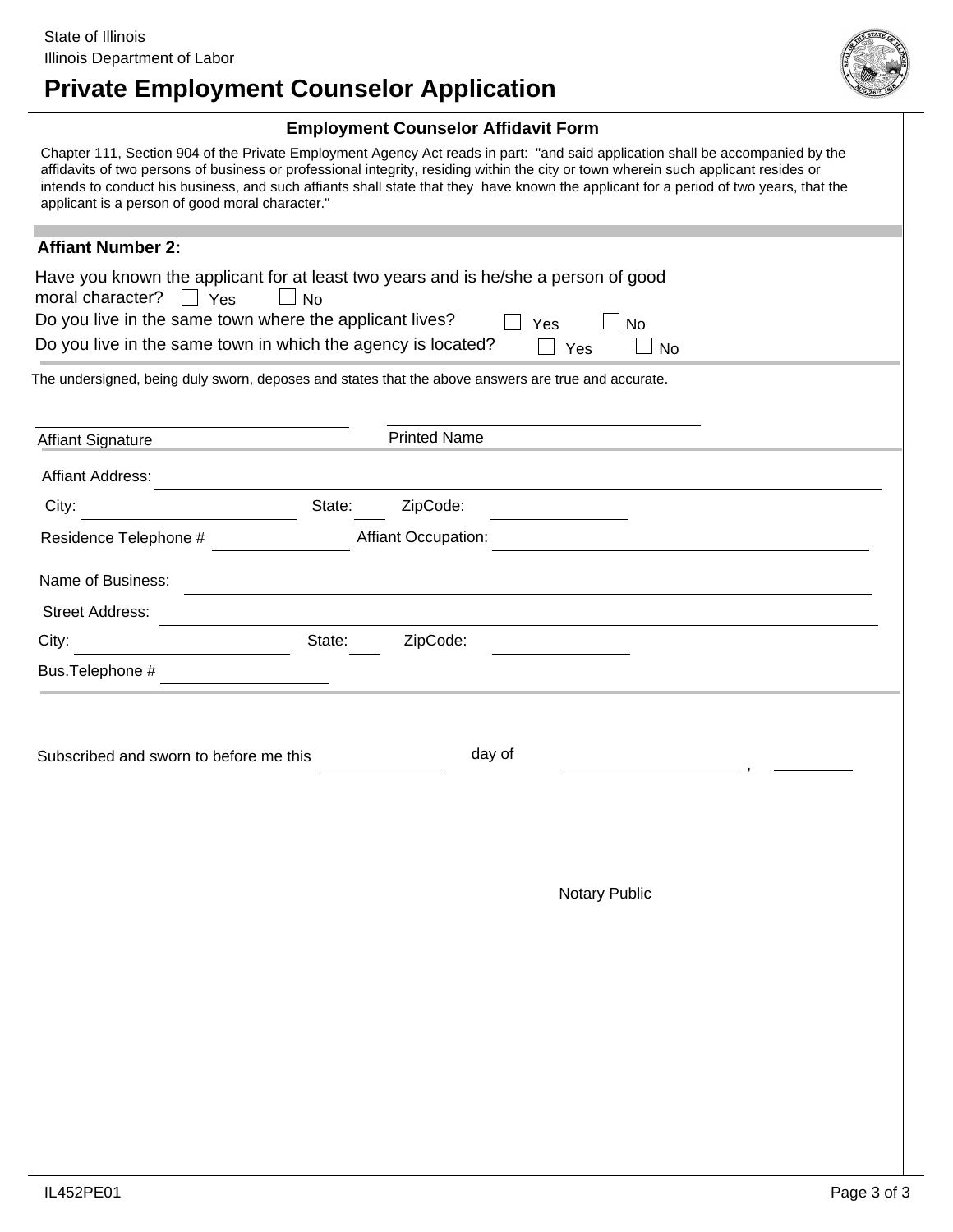State of Illinois

Illinois Department of Labor

# Private Employment Counselor Application

## Employment Counselor Affidavit Form

Chapter 111, Section 904 of the Private Employment Agency Act reads in part: "and said application shall be accompanied by the affidavits of two persons of business or professional integrity, residing within the city or town wherein such applicant resides or intends to conduct his business, and such affiants shall state that they have known the applicant for a period of two years, that the applicant is a person of good moral character."

### Affiant Number 2:

Have you known the applicant for at least two years and is he/she a person of good moral character? ☐ Yes ☐ No

Do you live in the same town where the applicant lives? ☐ Yes ☐ No

Do you live in the same town in which the agency is located? ☐ Yes ☐ No

The undersigned, being duly sworn, deposes and states that the above answers are true and accurate.

Affiant Signature ______________________ Printed Name ______________________

Affiant Address: ______________________

City: ______________ State: ____ ZipCode: ______________

Residence Telephone # ______________ Affiant Occupation: ______________________

Name of Business: ______________________

Street Address: ______________________

City: ______________ State: ____ ZipCode: ______________

Bus.Telephone # ______________

Subscribed and sworn to before me this ______________ day of ______________ , ________

Notary Public

IL452PE01